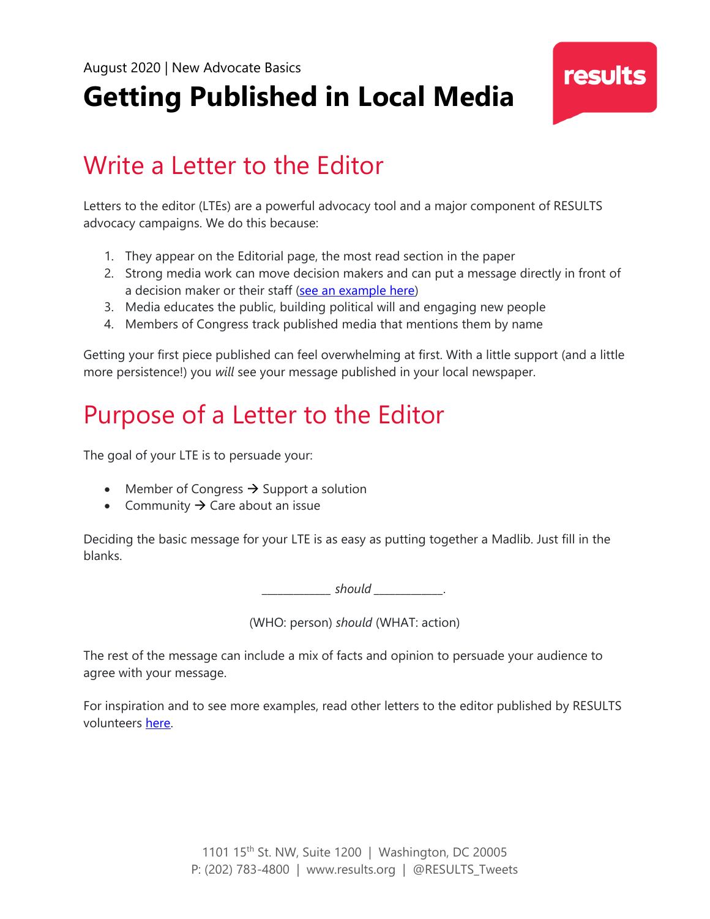August 2020 | New Advocate Basics

# Getting Published in Local Media

## Write a Letter to the Editor

Letters to the editor (LTEs) are a powerful advocacy tool and a major component of RESULTS advocacy campaigns. We do this because:

1. They appear on the Editorial page, the most read section in the paper
2. Strong media work can move decision makers and can put a message directly in front of a decision maker or their staff (see an example here)
3. Media educates the public, building political will and engaging new people
4. Members of Congress track published media that mentions them by name

Getting your first piece published can feel overwhelming at first. With a little support (and a little more persistence!) you *will* see your message published in your local newspaper.

## Purpose of a Letter to the Editor

The goal of your LTE is to persuade your:

- Member of Congress → Support a solution
- Community → Care about an issue

Deciding the basic message for your LTE is as easy as putting together a Madlib. Just fill in the blanks.

___________ *should* ___________.

(WHO: person) *should* (WHAT: action)

The rest of the message can include a mix of facts and opinion to persuade your audience to agree with your message.

For inspiration and to see more examples, read other letters to the editor published by RESULTS volunteers here.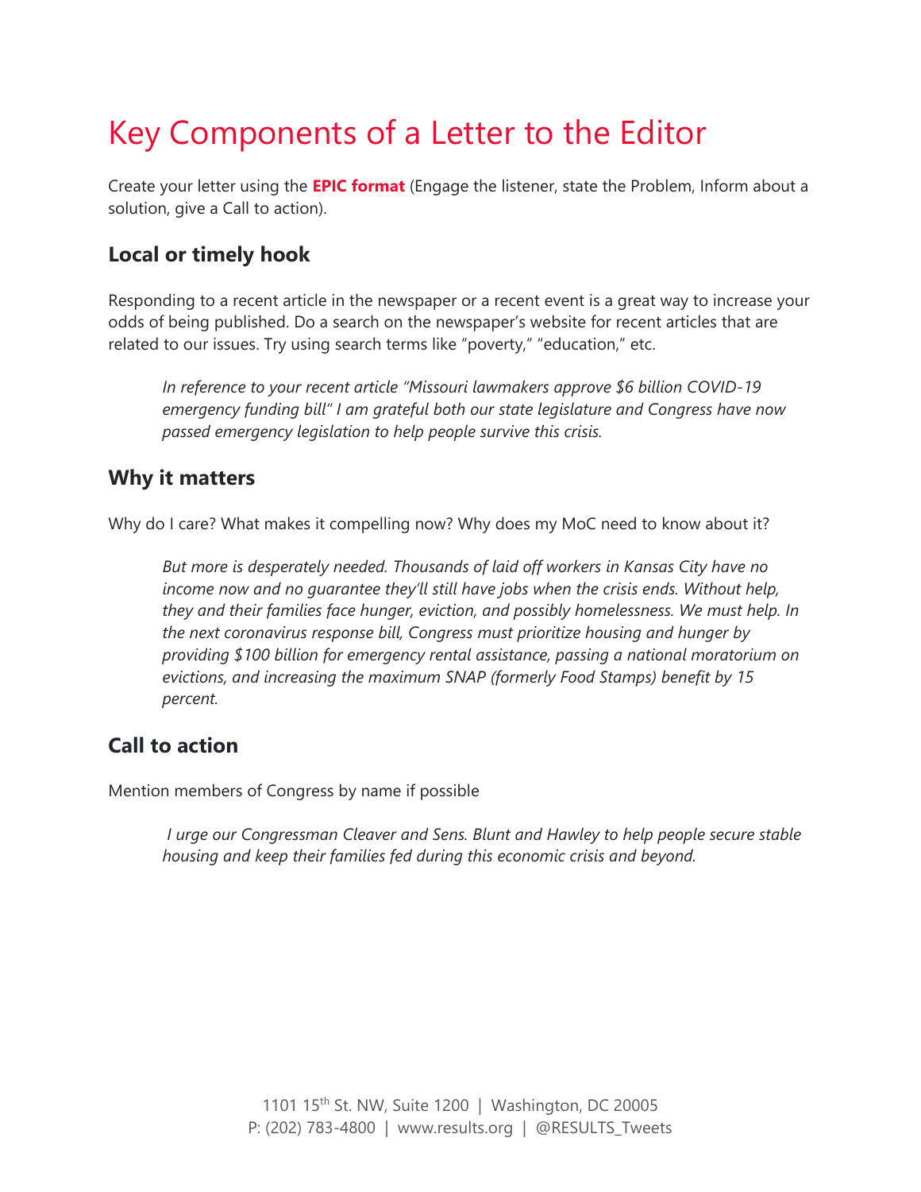# Key Components of a Letter to the Editor

Create your letter using the **EPIC format** (Engage the listener, state the Problem, Inform about a solution, give a Call to action).

## Local or timely hook

Responding to a recent article in the newspaper or a recent event is a great way to increase your odds of being published. Do a search on the newspaper's website for recent articles that are related to our issues. Try using search terms like "poverty," "education," etc.

> *In reference to your recent article "Missouri lawmakers approve $6 billion COVID-19 emergency funding bill" I am grateful both our state legislature and Congress have now passed emergency legislation to help people survive this crisis.*

## Why it matters

Why do I care? What makes it compelling now? Why does my MoC need to know about it?

> *But more is desperately needed. Thousands of laid off workers in Kansas City have no income now and no guarantee they'll still have jobs when the crisis ends. Without help, they and their families face hunger, eviction, and possibly homelessness. We must help. In the next coronavirus response bill, Congress must prioritize housing and hunger by providing $100 billion for emergency rental assistance, passing a national moratorium on evictions, and increasing the maximum SNAP (formerly Food Stamps) benefit by 15 percent.*

## Call to action

Mention members of Congress by name if possible

> *I urge our Congressman Cleaver and Sens. Blunt and Hawley to help people secure stable housing and keep their families fed during this economic crisis and beyond.*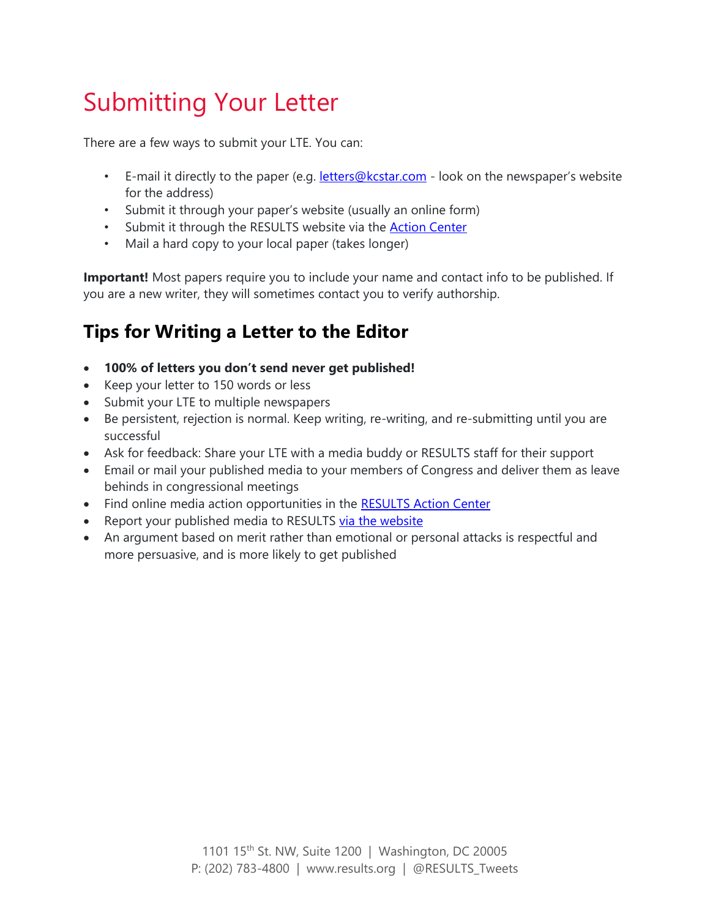# Submitting Your Letter

There are a few ways to submit your LTE. You can:

- E-mail it directly to the paper (e.g. letters@kcstar.com - look on the newspaper's website for the address)
- Submit it through your paper's website (usually an online form)
- Submit it through the RESULTS website via the Action Center
- Mail a hard copy to your local paper (takes longer)

**Important!** Most papers require you to include your name and contact info to be published. If you are a new writer, they will sometimes contact you to verify authorship.

## Tips for Writing a Letter to the Editor

- **100% of letters you don't send never get published!**
- Keep your letter to 150 words or less
- Submit your LTE to multiple newspapers
- Be persistent, rejection is normal. Keep writing, re-writing, and re-submitting until you are successful
- Ask for feedback: Share your LTE with a media buddy or RESULTS staff for their support
- Email or mail your published media to your members of Congress and deliver them as leave behinds in congressional meetings
- Find online media action opportunities in the RESULTS Action Center
- Report your published media to RESULTS via the website
- An argument based on merit rather than emotional or personal attacks is respectful and more persuasive, and is more likely to get published